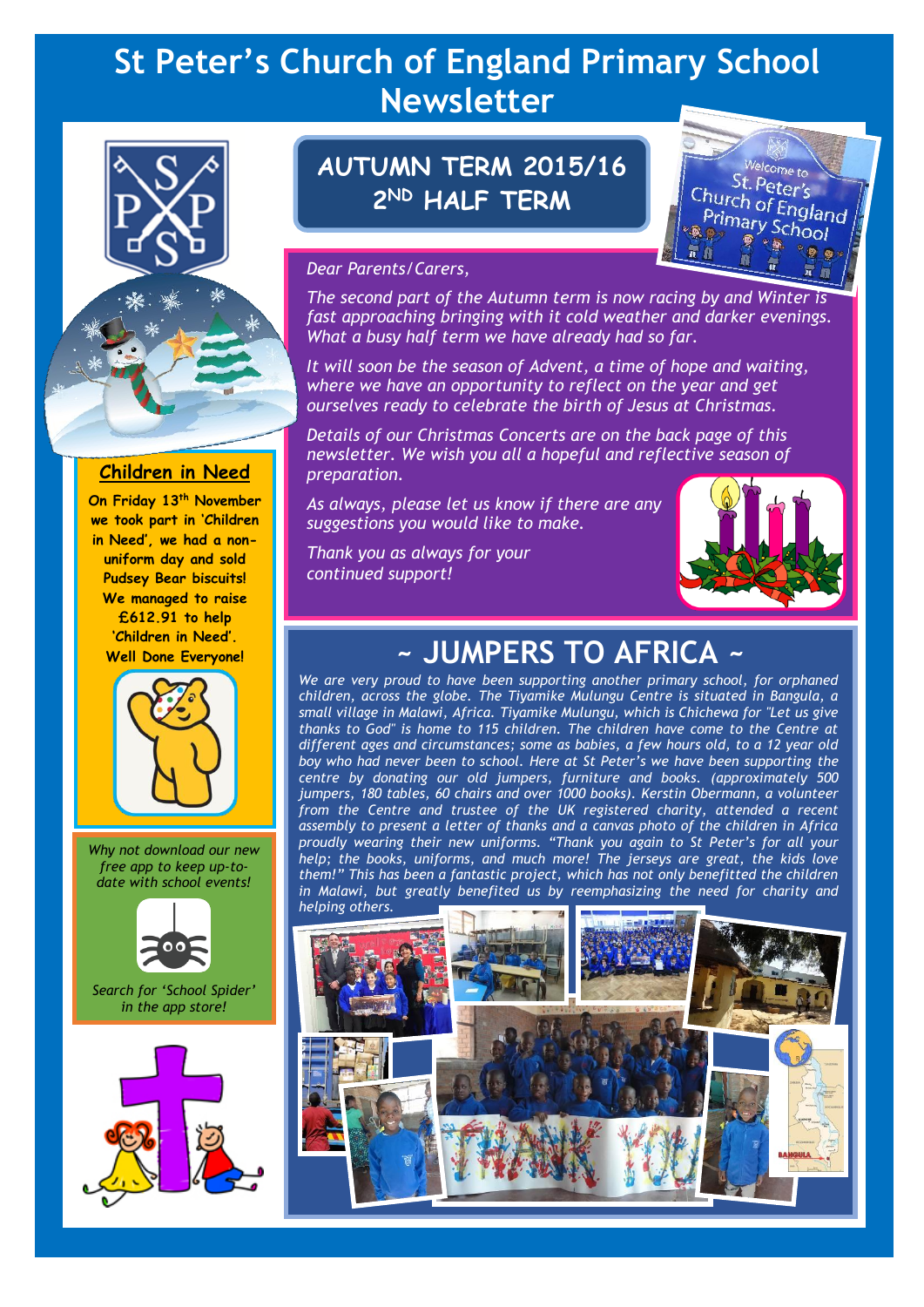# St Peter's Church of England Primary School Newsletter

## AUTUMN TERM 2015/16 2ND HALF TERM

*Dear Parents/Carers,*

*The second part of the Autumn term is now racing by and Winter is fast approaching bringing with it cold weather and darker evenings. What a busy half term we have already had so far.*

*It will soon be the season of Advent, a time of hope and waiting, where we have an opportunity to reflect on the year and get ourselves ready to celebrate the birth of Jesus at Christmas.*

*Details of our Christmas Concerts are on the back page of this newsletter. We wish you all a hopeful and reflective season of preparation.*

*As always, please let us know if there are any suggestions you would like to make.*

*Thank you as always for your continued support!*

## Children in Need

**On Friday 13th November we took part in 'Children in Need', we had a non-uniform day and sold Pudsey Bear biscuits! We managed to raise £612.91 to help 'Children in Need'. Well Done Everyone!**

*Why not download our new free app to keep up-to-date with school events!*

*Search for 'School Spider' in the app store!*

## ~ JUMPERS TO AFRICA ~

*We are very proud to have been supporting another primary school, for orphaned children, across the globe. The Tiyamike Mulungu Centre is situated in Bangula, a small village in Malawi, Africa. Tiyamike Mulungu, which is Chichewa for "Let us give thanks to God" is home to 115 children. The children have come to the Centre at different ages and circumstances; some as babies, a few hours old, to a 12 year old boy who had never been to school. Here at St Peter's we have been supporting the centre by donating our old jumpers, furniture and books. (approximately 500 jumpers, 180 tables, 60 chairs and over 1000 books). Kerstin Obermann, a volunteer from the Centre and trustee of the UK registered charity, attended a recent assembly to present a letter of thanks and a canvas photo of the children in Africa proudly wearing their new uniforms. "Thank you again to St Peter's for all your help; the books, uniforms, and much more! The jerseys are great, the kids love them!" This has been a fantastic project, which has not only benefitted the children in Malawi, but greatly benefited us by reemphasizing the need for charity and helping others.*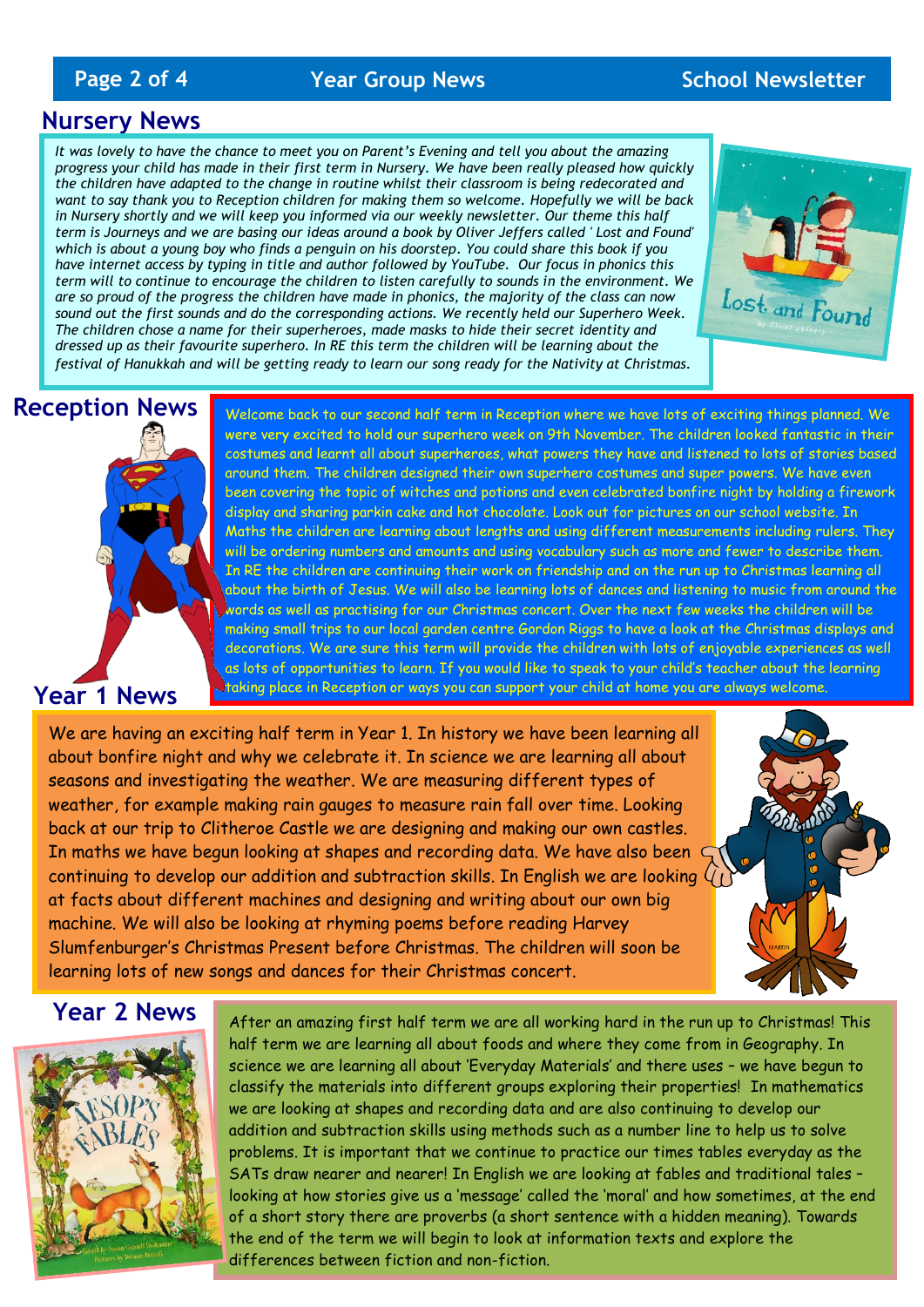## Nursery News

*It was lovely to have the chance to meet you on Parent's Evening and tell you about the amazing progress your child has made in their first term in Nursery. We have been really pleased how quickly the children have adapted to the change in routine whilst their classroom is being redecorated and want to say thank you to Reception children for making them so welcome. Hopefully we will be back in Nursery shortly and we will keep you informed via our weekly newsletter. Our theme this half term is Journeys and we are basing our ideas around a book by Oliver Jeffers called ' Lost and Found' which is about a young boy who finds a penguin on his doorstep. You could share this book if you have internet access by typing in title and author followed by YouTube. Our focus in phonics this term will to continue to encourage the children to listen carefully to sounds in the environment. We are so proud of the progress the children have made in phonics, the majority of the class can now sound out the first sounds and do the corresponding actions. We recently held our Superhero Week. The children chose a name for their superheroes, made masks to hide their secret identity and dressed up as their favourite superhero. In RE this term the children will be learning about the festival of Hanukkah and will be getting ready to learn our song ready for the Nativity at Christmas.*

## Reception News

Welcome back to our second half term in Reception where we have lots of exciting things planned. We were very excited to hold our superhero week on 9th November. The children looked fantastic in their costumes and learnt all about superheroes, what powers they have and listened to lots of stories based around them. The children designed their own superhero costumes and super powers. We have even been covering the topic of witches and potions and even celebrated bonfire night by holding a firework display and sharing parkin cake and hot chocolate. Look out for pictures on our school website. In Maths the children are learning about lengths and using different measurements including rulers. They will be ordering numbers and amounts and using vocabulary such as more and fewer to describe them. In RE the children are continuing their work on friendship and on the run up to Christmas learning all about the birth of Jesus. We will also be learning lots of dances and listening to music from around the words as well as practising for our Christmas concert. Over the next few weeks the children will be making small trips to our local garden centre Gordon Riggs to have a look at the Christmas displays and decorations. We are sure this term will provide the children with lots of enjoyable experiences as well as lots of opportunities to learn. If you would like to speak to your child's teacher about the learning taking place in Reception or ways you can support your child at home you are always welcome.

## Year 1 News

We are having an exciting half term in Year 1. In history we have been learning all about bonfire night and why we celebrate it. In science we are learning all about seasons and investigating the weather. We are measuring different types of weather, for example making rain gauges to measure rain fall over time. Looking back at our trip to Clitheroe Castle we are designing and making our own castles. In maths we have begun looking at shapes and recording data. We have also been continuing to develop our addition and subtraction skills. In English we are looking at facts about different machines and designing and writing about our own big machine. We will also be looking at rhyming poems before reading Harvey Slumfenburger's Christmas Present before Christmas. The children will soon be learning lots of new songs and dances for their Christmas concert.

## Year 2 News

After an amazing first half term we are all working hard in the run up to Christmas! This half term we are learning all about foods and where they come from in Geography. In science we are learning all about 'Everyday Materials' and there uses – we have begun to classify the materials into different groups exploring their properties! In mathematics we are looking at shapes and recording data and are also continuing to develop our addition and subtraction skills using methods such as a number line to help us to solve problems. It is important that we continue to practice our times tables everyday as the SATs draw nearer and nearer! In English we are looking at fables and traditional tales – looking at how stories give us a 'message' called the 'moral' and how sometimes, at the end of a short story there are proverbs (a short sentence with a hidden meaning). Towards the end of the term we will begin to look at information texts and explore the differences between fiction and non-fiction.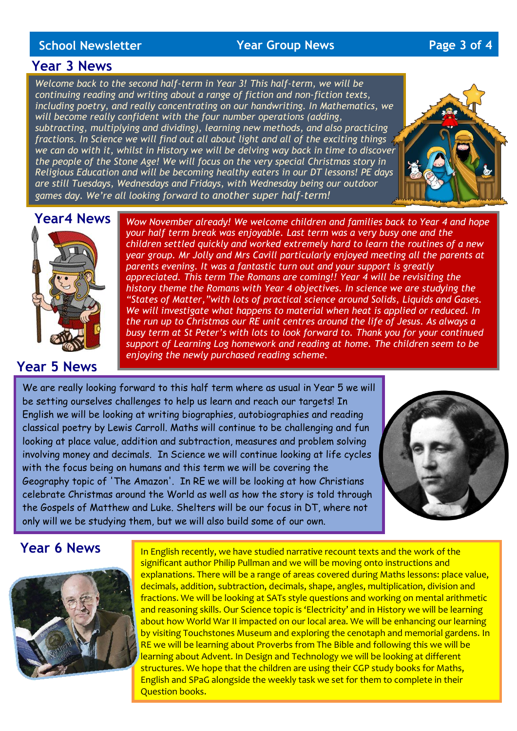## Year 3 News

*Welcome back to the second half-term in Year 3! This half-term, we will be continuing reading and writing about a range of fiction and non-fiction texts, including poetry, and really concentrating on our handwriting. In Mathematics, we will become really confident with the four number operations (adding, subtracting, multiplying and dividing), learning new methods, and also practicing fractions. In Science we will find out all about light and all of the exciting things we can do with it, whilst in History we will be delving way back in time to discover the people of the Stone Age! We will focus on the very special Christmas story in Religious Education and will be becoming healthy eaters in our DT lessons! PE days are still Tuesdays, Wednesdays and Fridays, with Wednesday being our outdoor games day. We're all looking forward to another super half-term!*

## Year4 News

*Wow November already! We welcome children and families back to Year 4 and hope your half term break was enjoyable. Last term was a very busy one and the children settled quickly and worked extremely hard to learn the routines of a new year group. Mr Jolly and Mrs Cavill particularly enjoyed meeting all the parents at parents evening. It was a fantastic turn out and your support is greatly appreciated. This term The Romans are coming!! Year 4 will be revisiting the history theme the Romans with Year 4 objectives. In science we are studying the "States of Matter,"with lots of practical science around Solids, Liquids and Gases. We will investigate what happens to material when heat is applied or reduced. In the run up to Christmas our RE unit centres around the life of Jesus. As always a busy term at St Peter's with lots to look forward to. Thank you for your continued support of Learning Log homework and reading at home. The children seem to be enjoying the newly purchased reading scheme.*

## Year 5 News

We are really looking forward to this half term where as usual in Year 5 we will be setting ourselves challenges to help us learn and reach our targets! In English we will be looking at writing biographies, autobiographies and reading classical poetry by Lewis Carroll. Maths will continue to be challenging and fun looking at place value, addition and subtraction, measures and problem solving involving money and decimals. In Science we will continue looking at life cycles with the focus being on humans and this term we will be covering the Geography topic of 'The Amazon'. In RE we will be looking at how Christians celebrate Christmas around the World as well as how the story is told through the Gospels of Matthew and Luke. Shelters will be our focus in DT, where not only will we be studying them, but we will also build some of our own.

## Year 6 News

In English recently, we have studied narrative recount texts and the work of the significant author Philip Pullman and we will be moving onto instructions and explanations. There will be a range of areas covered during Maths lessons: place value, decimals, addition, subtraction, decimals, shape, angles, multiplication, division and fractions. We will be looking at SATs style questions and working on mental arithmetic and reasoning skills. Our Science topic is 'Electricity' and in History we will be learning about how World War II impacted on our local area. We will be enhancing our learning by visiting Touchstones Museum and exploring the cenotaph and memorial gardens. In RE we will be learning about Proverbs from The Bible and following this we will be learning about Advent. In Design and Technology we will be looking at different structures. We hope that the children are using their CGP study books for Maths, English and SPaG alongside the weekly task we set for them to complete in their Question books.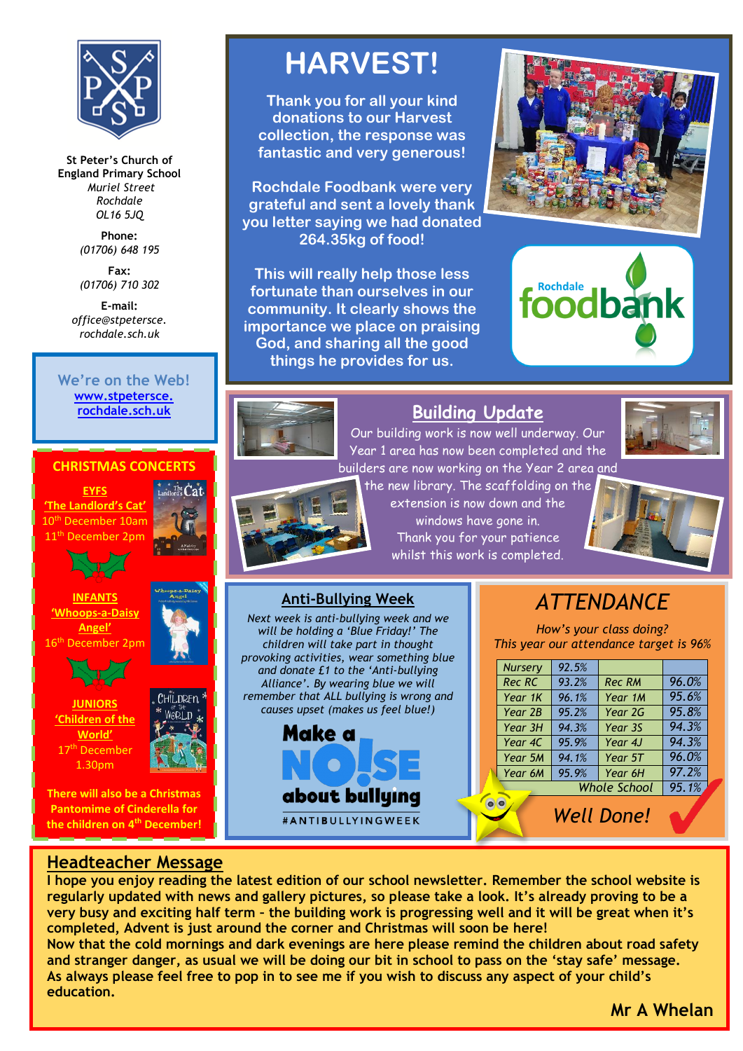St Peter's Church of England Primary School
*Muriel Street*
*Rochdale*
*OL16 5JQ*

**Phone:**
*(01706) 648 195*

**Fax:**
*(01706) 710 302*

**E-mail:**
*office@stpetersce.rochdale.sch.uk*

## We're on the Web!

www.stpetersce.rochdale.sch.uk

## CHRISTMAS CONCERTS

**EYFS**
**'The Landlord's Cat'**
10th December 10am
11th December 2pm

**INFANTS**
**'Whoops-a-Daisy Angel'**
16th December 2pm

**JUNIORS**
**'Children of the World'**
17th December 1.30pm

**There will also be a Christmas Pantomime of Cinderella for the children on 4th December!**

# HARVEST!

**Thank you for all your kind donations to our Harvest collection, the response was fantastic and very generous!**

**Rochdale Foodbank were very grateful and sent a lovely thank you letter saying we had donated 264.35kg of food!**

**This will really help those less fortunate than ourselves in our community. It clearly shows the importance we place on praising God, and sharing all the good things he provides for us.**

Rochdale foodbank

## Building Update

Our building work is now well underway. Our Year 1 area has now been completed and the builders are now working on the Year 2 area and the new library. The scaffolding on the extension is now down and the windows have gone in. Thank you for your patience whilst this work is completed.

## Anti-Bullying Week

*Next week is anti-bullying week and we will be holding a 'Blue Friday!' The children will take part in thought provoking activities, wear something blue and donate £1 to the 'Anti-bullying Alliance'. By wearing blue we will remember that ALL bullying is wrong and causes upset (makes us feel blue!)*

**Make a NO!SE about bullying**
#ANTIBULLYINGWEEK

## *ATTENDANCE*

*How's your class doing?*
*This year our attendance target is 96%*

| | | | |
|---|---|---|---|
| Nursery | 92.5% | | |
| Rec RC | 93.2% | Rec RM | 96.0% |
| Year 1K | 96.1% | Year 1M | 95.6% |
| Year 2B | 95.2% | Year 2G | 95.8% |
| Year 3H | 94.3% | Year 3S | 94.3% |
| Year 4C | 95.9% | Year 4J | 94.3% |
| Year 5M | 94.1% | Year 5T | 96.0% |
| Year 6M | 95.9% | Year 6H | 97.2% |
| | | Whole School | 95.1% |

*Well Done!*

## Headteacher Message

**I hope you enjoy reading the latest edition of our school newsletter. Remember the school website is regularly updated with news and gallery pictures, so please take a look. It's already proving to be a very busy and exciting half term – the building work is progressing well and it will be great when it's completed, Advent is just around the corner and Christmas will soon be here!**
**Now that the cold mornings and dark evenings are here please remind the children about road safety and stranger danger, as usual we will be doing our bit in school to pass on the 'stay safe' message.**
**As always please feel free to pop in to see me if you wish to discuss any aspect of your child's education.**

**Mr A Whelan**